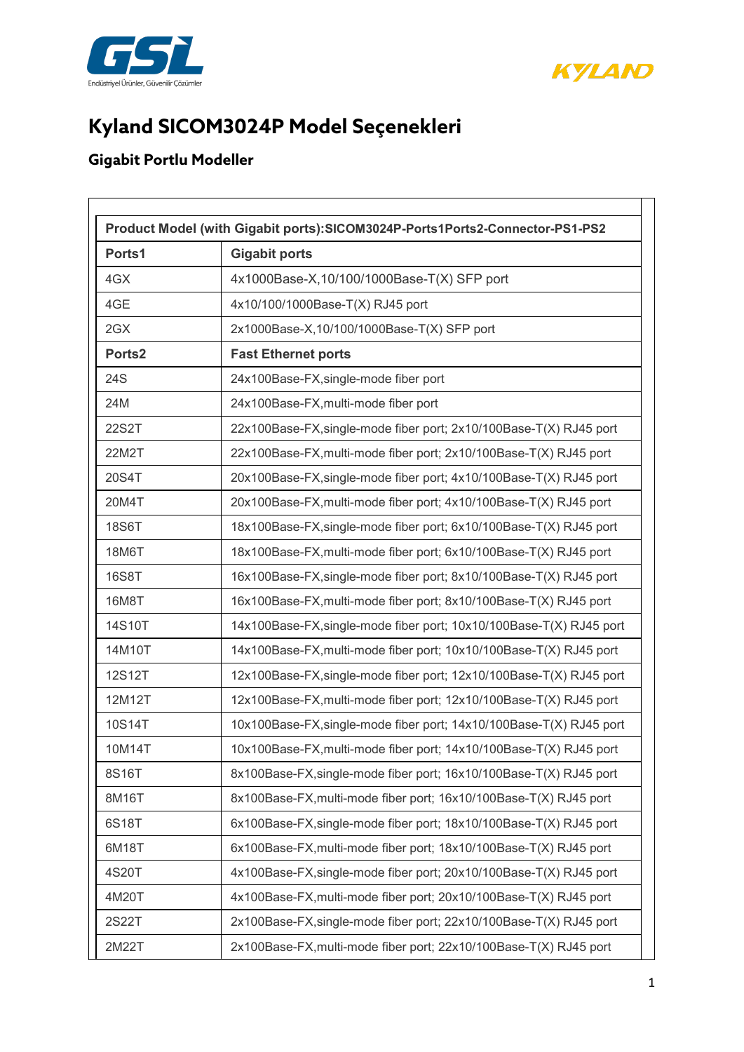# Kyland SICOM3024P Model Seçenekleri

## Gigabit Portlu Modeller

| Product Model (with Gigabit ports):SICOM3024P-Ports1Ports2-Connector-PS1-PS2 | |
|---|---|
| **Ports1** | **Gigabit ports** |
| 4GX | 4x1000Base-X,10/100/1000Base-T(X) SFP port |
| 4GE | 4x10/100/1000Base-T(X) RJ45 port |
| 2GX | 2x1000Base-X,10/100/1000Base-T(X) SFP port |
| **Ports2** | **Fast Ethernet ports** |
| 24S | 24x100Base-FX,single-mode fiber port |
| 24M | 24x100Base-FX,multi-mode fiber port |
| 22S2T | 22x100Base-FX,single-mode fiber port; 2x10/100Base-T(X) RJ45 port |
| 22M2T | 22x100Base-FX,multi-mode fiber port; 2x10/100Base-T(X) RJ45 port |
| 20S4T | 20x100Base-FX,single-mode fiber port; 4x10/100Base-T(X) RJ45 port |
| 20M4T | 20x100Base-FX,multi-mode fiber port; 4x10/100Base-T(X) RJ45 port |
| 18S6T | 18x100Base-FX,single-mode fiber port; 6x10/100Base-T(X) RJ45 port |
| 18M6T | 18x100Base-FX,multi-mode fiber port; 6x10/100Base-T(X) RJ45 port |
| 16S8T | 16x100Base-FX,single-mode fiber port; 8x10/100Base-T(X) RJ45 port |
| 16M8T | 16x100Base-FX,multi-mode fiber port; 8x10/100Base-T(X) RJ45 port |
| 14S10T | 14x100Base-FX,single-mode fiber port; 10x10/100Base-T(X) RJ45 port |
| 14M10T | 14x100Base-FX,multi-mode fiber port; 10x10/100Base-T(X) RJ45 port |
| 12S12T | 12x100Base-FX,single-mode fiber port; 12x10/100Base-T(X) RJ45 port |
| 12M12T | 12x100Base-FX,multi-mode fiber port; 12x10/100Base-T(X) RJ45 port |
| 10S14T | 10x100Base-FX,single-mode fiber port; 14x10/100Base-T(X) RJ45 port |
| 10M14T | 10x100Base-FX,multi-mode fiber port; 14x10/100Base-T(X) RJ45 port |
| 8S16T | 8x100Base-FX,single-mode fiber port; 16x10/100Base-T(X) RJ45 port |
| 8M16T | 8x100Base-FX,multi-mode fiber port; 16x10/100Base-T(X) RJ45 port |
| 6S18T | 6x100Base-FX,single-mode fiber port; 18x10/100Base-T(X) RJ45 port |
| 6M18T | 6x100Base-FX,multi-mode fiber port; 18x10/100Base-T(X) RJ45 port |
| 4S20T | 4x100Base-FX,single-mode fiber port; 20x10/100Base-T(X) RJ45 port |
| 4M20T | 4x100Base-FX,multi-mode fiber port; 20x10/100Base-T(X) RJ45 port |
| 2S22T | 2x100Base-FX,single-mode fiber port; 22x10/100Base-T(X) RJ45 port |
| 2M22T | 2x100Base-FX,multi-mode fiber port; 22x10/100Base-T(X) RJ45 port |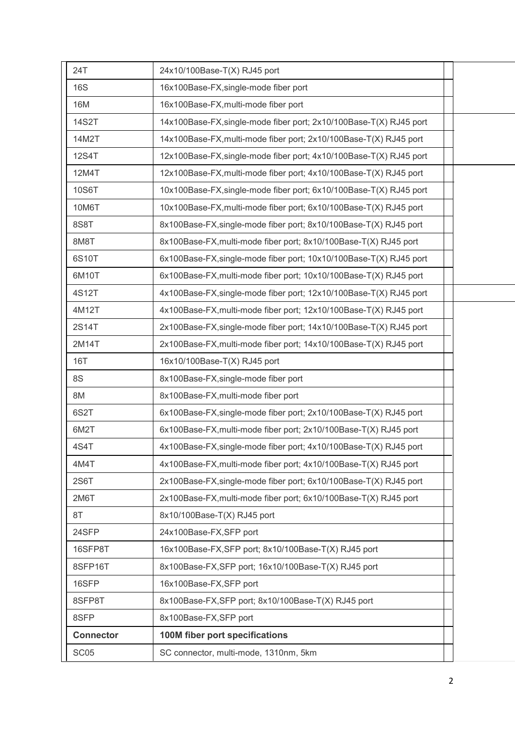| | |
|---|---|
| 24T | 24x10/100Base-T(X) RJ45 port |
| 16S | 16x100Base-FX,single-mode fiber port |
| 16M | 16x100Base-FX,multi-mode fiber port |
| 14S2T | 14x100Base-FX,single-mode fiber port; 2x10/100Base-T(X) RJ45 port |
| 14M2T | 14x100Base-FX,multi-mode fiber port; 2x10/100Base-T(X) RJ45 port |
| 12S4T | 12x100Base-FX,single-mode fiber port; 4x10/100Base-T(X) RJ45 port |
| 12M4T | 12x100Base-FX,multi-mode fiber port; 4x10/100Base-T(X) RJ45 port |
| 10S6T | 10x100Base-FX,single-mode fiber port; 6x10/100Base-T(X) RJ45 port |
| 10M6T | 10x100Base-FX,multi-mode fiber port; 6x10/100Base-T(X) RJ45 port |
| 8S8T | 8x100Base-FX,single-mode fiber port; 8x10/100Base-T(X) RJ45 port |
| 8M8T | 8x100Base-FX,multi-mode fiber port; 8x10/100Base-T(X) RJ45 port |
| 6S10T | 6x100Base-FX,single-mode fiber port; 10x10/100Base-T(X) RJ45 port |
| 6M10T | 6x100Base-FX,multi-mode fiber port; 10x10/100Base-T(X) RJ45 port |
| 4S12T | 4x100Base-FX,single-mode fiber port; 12x10/100Base-T(X) RJ45 port |
| 4M12T | 4x100Base-FX,multi-mode fiber port; 12x10/100Base-T(X) RJ45 port |
| 2S14T | 2x100Base-FX,single-mode fiber port; 14x10/100Base-T(X) RJ45 port |
| 2M14T | 2x100Base-FX,multi-mode fiber port; 14x10/100Base-T(X) RJ45 port |
| 16T | 16x10/100Base-T(X) RJ45 port |
| 8S | 8x100Base-FX,single-mode fiber port |
| 8M | 8x100Base-FX,multi-mode fiber port |
| 6S2T | 6x100Base-FX,single-mode fiber port; 2x10/100Base-T(X) RJ45 port |
| 6M2T | 6x100Base-FX,multi-mode fiber port; 2x10/100Base-T(X) RJ45 port |
| 4S4T | 4x100Base-FX,single-mode fiber port; 4x10/100Base-T(X) RJ45 port |
| 4M4T | 4x100Base-FX,multi-mode fiber port; 4x10/100Base-T(X) RJ45 port |
| 2S6T | 2x100Base-FX,single-mode fiber port; 6x10/100Base-T(X) RJ45 port |
| 2M6T | 2x100Base-FX,multi-mode fiber port; 6x10/100Base-T(X) RJ45 port |
| 8T | 8x10/100Base-T(X) RJ45 port |
| 24SFP | 24x100Base-FX,SFP port |
| 16SFP8T | 16x100Base-FX,SFP port; 8x10/100Base-T(X) RJ45 port |
| 8SFP16T | 8x100Base-FX,SFP port; 16x10/100Base-T(X) RJ45 port |
| 16SFP | 16x100Base-FX,SFP port |
| 8SFP8T | 8x100Base-FX,SFP port; 8x10/100Base-T(X) RJ45 port |
| 8SFP | 8x100Base-FX,SFP port |
| **Connector** | **100M fiber port specifications** |
| SC05 | SC connector, multi-mode, 1310nm, 5km |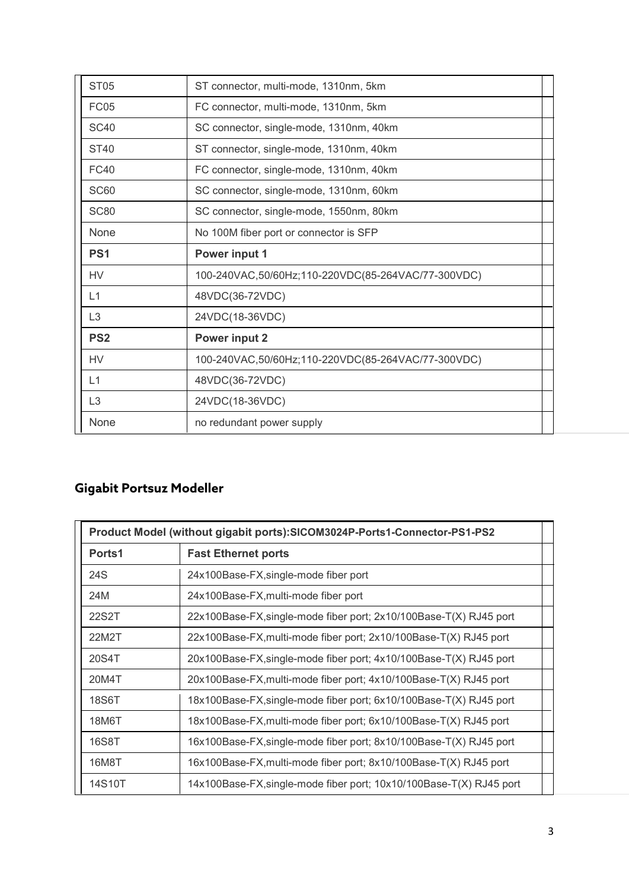| ST05 | ST connector, multi-mode, 1310nm, 5km |
|---|---|
| FC05 | FC connector, multi-mode, 1310nm, 5km |
| SC40 | SC connector, single-mode, 1310nm, 40km |
| ST40 | ST connector, single-mode, 1310nm, 40km |
| FC40 | FC connector, single-mode, 1310nm, 40km |
| SC60 | SC connector, single-mode, 1310nm, 60km |
| SC80 | SC connector, single-mode, 1550nm, 80km |
| None | No 100M fiber port or connector is SFP |
| **PS1** | **Power input 1** |
| HV | 100-240VAC,50/60Hz;110-220VDC(85-264VAC/77-300VDC) |
| L1 | 48VDC(36-72VDC) |
| L3 | 24VDC(18-36VDC) |
| **PS2** | **Power input 2** |
| HV | 100-240VAC,50/60Hz;110-220VDC(85-264VAC/77-300VDC) |
| L1 | 48VDC(36-72VDC) |
| L3 | 24VDC(18-36VDC) |
| None | no redundant power supply |

## Gigabit Portsuz Modeller

| **Product Model (without gigabit ports):SICOM3024P-Ports1-Connector-PS1-PS2** | |
|---|---|
| **Ports1** | **Fast Ethernet ports** |
| 24S | 24x100Base-FX,single-mode fiber port |
| 24M | 24x100Base-FX,multi-mode fiber port |
| 22S2T | 22x100Base-FX,single-mode fiber port; 2x10/100Base-T(X) RJ45 port |
| 22M2T | 22x100Base-FX,multi-mode fiber port; 2x10/100Base-T(X) RJ45 port |
| 20S4T | 20x100Base-FX,single-mode fiber port; 4x10/100Base-T(X) RJ45 port |
| 20M4T | 20x100Base-FX,multi-mode fiber port; 4x10/100Base-T(X) RJ45 port |
| 18S6T | 18x100Base-FX,single-mode fiber port; 6x10/100Base-T(X) RJ45 port |
| 18M6T | 18x100Base-FX,multi-mode fiber port; 6x10/100Base-T(X) RJ45 port |
| 16S8T | 16x100Base-FX,single-mode fiber port; 8x10/100Base-T(X) RJ45 port |
| 16M8T | 16x100Base-FX,multi-mode fiber port; 8x10/100Base-T(X) RJ45 port |
| 14S10T | 14x100Base-FX,single-mode fiber port; 10x10/100Base-T(X) RJ45 port |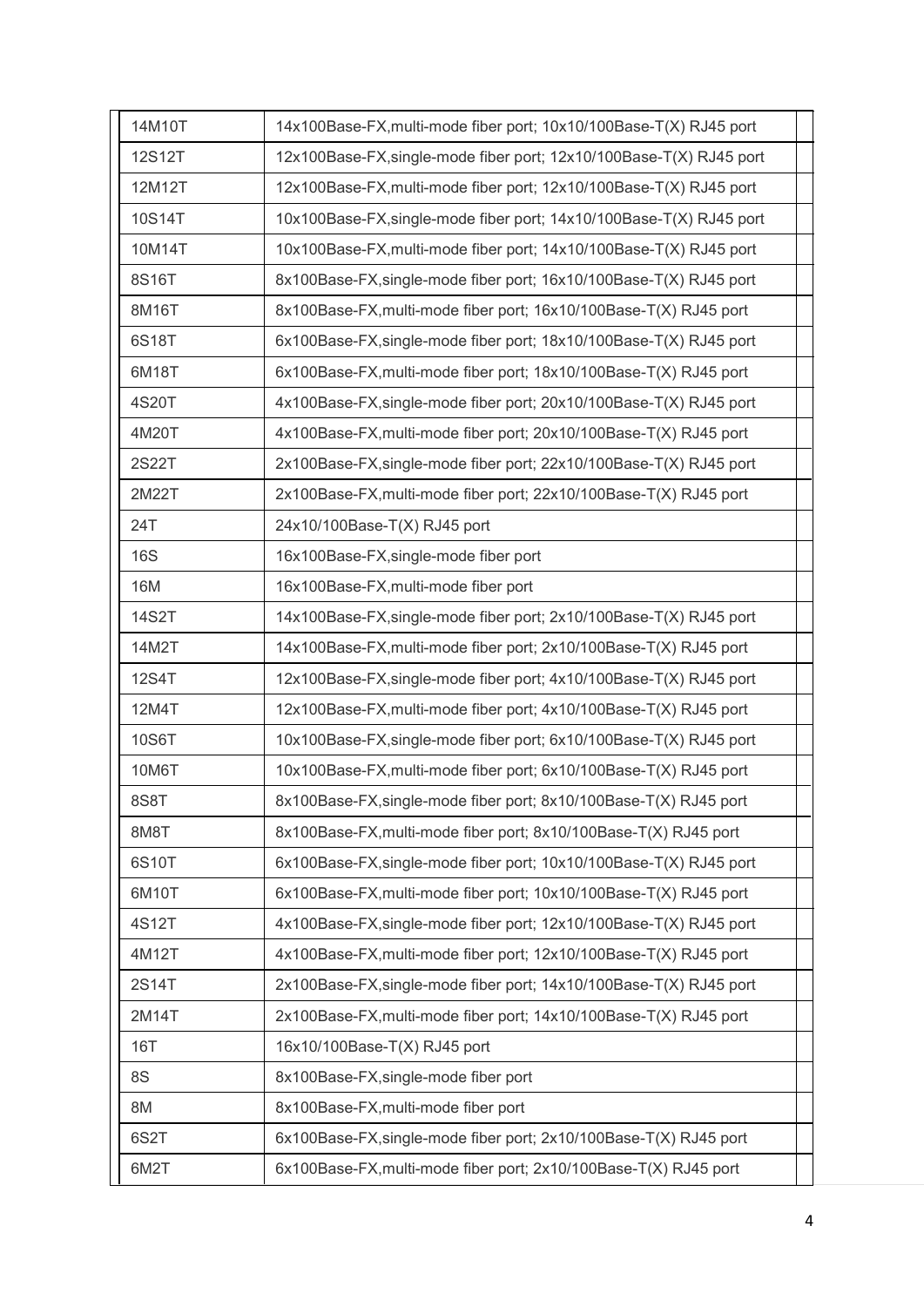| | |
|---|---|
| 14M10T | 14x100Base-FX,multi-mode fiber port; 10x10/100Base-T(X) RJ45 port |
| 12S12T | 12x100Base-FX,single-mode fiber port; 12x10/100Base-T(X) RJ45 port |
| 12M12T | 12x100Base-FX,multi-mode fiber port; 12x10/100Base-T(X) RJ45 port |
| 10S14T | 10x100Base-FX,single-mode fiber port; 14x10/100Base-T(X) RJ45 port |
| 10M14T | 10x100Base-FX,multi-mode fiber port; 14x10/100Base-T(X) RJ45 port |
| 8S16T | 8x100Base-FX,single-mode fiber port; 16x10/100Base-T(X) RJ45 port |
| 8M16T | 8x100Base-FX,multi-mode fiber port; 16x10/100Base-T(X) RJ45 port |
| 6S18T | 6x100Base-FX,single-mode fiber port; 18x10/100Base-T(X) RJ45 port |
| 6M18T | 6x100Base-FX,multi-mode fiber port; 18x10/100Base-T(X) RJ45 port |
| 4S20T | 4x100Base-FX,single-mode fiber port; 20x10/100Base-T(X) RJ45 port |
| 4M20T | 4x100Base-FX,multi-mode fiber port; 20x10/100Base-T(X) RJ45 port |
| 2S22T | 2x100Base-FX,single-mode fiber port; 22x10/100Base-T(X) RJ45 port |
| 2M22T | 2x100Base-FX,multi-mode fiber port; 22x10/100Base-T(X) RJ45 port |
| 24T | 24x10/100Base-T(X) RJ45 port |
| 16S | 16x100Base-FX,single-mode fiber port |
| 16M | 16x100Base-FX,multi-mode fiber port |
| 14S2T | 14x100Base-FX,single-mode fiber port; 2x10/100Base-T(X) RJ45 port |
| 14M2T | 14x100Base-FX,multi-mode fiber port; 2x10/100Base-T(X) RJ45 port |
| 12S4T | 12x100Base-FX,single-mode fiber port; 4x10/100Base-T(X) RJ45 port |
| 12M4T | 12x100Base-FX,multi-mode fiber port; 4x10/100Base-T(X) RJ45 port |
| 10S6T | 10x100Base-FX,single-mode fiber port; 6x10/100Base-T(X) RJ45 port |
| 10M6T | 10x100Base-FX,multi-mode fiber port; 6x10/100Base-T(X) RJ45 port |
| 8S8T | 8x100Base-FX,single-mode fiber port; 8x10/100Base-T(X) RJ45 port |
| 8M8T | 8x100Base-FX,multi-mode fiber port; 8x10/100Base-T(X) RJ45 port |
| 6S10T | 6x100Base-FX,single-mode fiber port; 10x10/100Base-T(X) RJ45 port |
| 6M10T | 6x100Base-FX,multi-mode fiber port; 10x10/100Base-T(X) RJ45 port |
| 4S12T | 4x100Base-FX,single-mode fiber port; 12x10/100Base-T(X) RJ45 port |
| 4M12T | 4x100Base-FX,multi-mode fiber port; 12x10/100Base-T(X) RJ45 port |
| 2S14T | 2x100Base-FX,single-mode fiber port; 14x10/100Base-T(X) RJ45 port |
| 2M14T | 2x100Base-FX,multi-mode fiber port; 14x10/100Base-T(X) RJ45 port |
| 16T | 16x10/100Base-T(X) RJ45 port |
| 8S | 8x100Base-FX,single-mode fiber port |
| 8M | 8x100Base-FX,multi-mode fiber port |
| 6S2T | 6x100Base-FX,single-mode fiber port; 2x10/100Base-T(X) RJ45 port |
| 6M2T | 6x100Base-FX,multi-mode fiber port; 2x10/100Base-T(X) RJ45 port |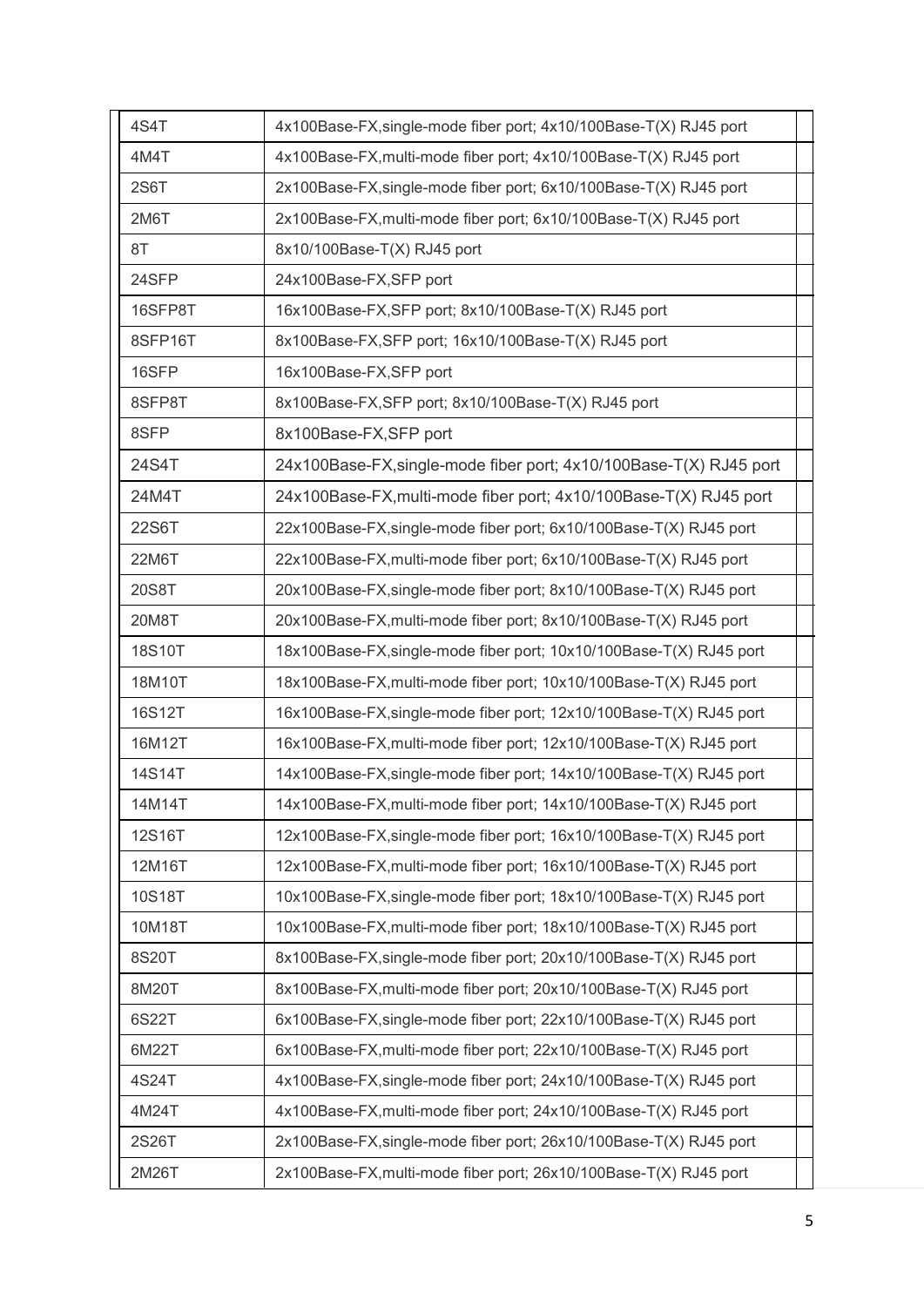| | | |
|---|---|---|
| 4S4T | 4x100Base-FX,single-mode fiber port; 4x10/100Base-T(X) RJ45 port | |
| 4M4T | 4x100Base-FX,multi-mode fiber port; 4x10/100Base-T(X) RJ45 port | |
| 2S6T | 2x100Base-FX,single-mode fiber port; 6x10/100Base-T(X) RJ45 port | |
| 2M6T | 2x100Base-FX,multi-mode fiber port; 6x10/100Base-T(X) RJ45 port | |
| 8T | 8x10/100Base-T(X) RJ45 port | |
| 24SFP | 24x100Base-FX,SFP port | |
| 16SFP8T | 16x100Base-FX,SFP port; 8x10/100Base-T(X) RJ45 port | |
| 8SFP16T | 8x100Base-FX,SFP port; 16x10/100Base-T(X) RJ45 port | |
| 16SFP | 16x100Base-FX,SFP port | |
| 8SFP8T | 8x100Base-FX,SFP port; 8x10/100Base-T(X) RJ45 port | |
| 8SFP | 8x100Base-FX,SFP port | |
| 24S4T | 24x100Base-FX,single-mode fiber port; 4x10/100Base-T(X) RJ45 port | |
| 24M4T | 24x100Base-FX,multi-mode fiber port; 4x10/100Base-T(X) RJ45 port | |
| 22S6T | 22x100Base-FX,single-mode fiber port; 6x10/100Base-T(X) RJ45 port | |
| 22M6T | 22x100Base-FX,multi-mode fiber port; 6x10/100Base-T(X) RJ45 port | |
| 20S8T | 20x100Base-FX,single-mode fiber port; 8x10/100Base-T(X) RJ45 port | |
| 20M8T | 20x100Base-FX,multi-mode fiber port; 8x10/100Base-T(X) RJ45 port | |
| 18S10T | 18x100Base-FX,single-mode fiber port; 10x10/100Base-T(X) RJ45 port | |
| 18M10T | 18x100Base-FX,multi-mode fiber port; 10x10/100Base-T(X) RJ45 port | |
| 16S12T | 16x100Base-FX,single-mode fiber port; 12x10/100Base-T(X) RJ45 port | |
| 16M12T | 16x100Base-FX,multi-mode fiber port; 12x10/100Base-T(X) RJ45 port | |
| 14S14T | 14x100Base-FX,single-mode fiber port; 14x10/100Base-T(X) RJ45 port | |
| 14M14T | 14x100Base-FX,multi-mode fiber port; 14x10/100Base-T(X) RJ45 port | |
| 12S16T | 12x100Base-FX,single-mode fiber port; 16x10/100Base-T(X) RJ45 port | |
| 12M16T | 12x100Base-FX,multi-mode fiber port; 16x10/100Base-T(X) RJ45 port | |
| 10S18T | 10x100Base-FX,single-mode fiber port; 18x10/100Base-T(X) RJ45 port | |
| 10M18T | 10x100Base-FX,multi-mode fiber port; 18x10/100Base-T(X) RJ45 port | |
| 8S20T | 8x100Base-FX,single-mode fiber port; 20x10/100Base-T(X) RJ45 port | |
| 8M20T | 8x100Base-FX,multi-mode fiber port; 20x10/100Base-T(X) RJ45 port | |
| 6S22T | 6x100Base-FX,single-mode fiber port; 22x10/100Base-T(X) RJ45 port | |
| 6M22T | 6x100Base-FX,multi-mode fiber port; 22x10/100Base-T(X) RJ45 port | |
| 4S24T | 4x100Base-FX,single-mode fiber port; 24x10/100Base-T(X) RJ45 port | |
| 4M24T | 4x100Base-FX,multi-mode fiber port; 24x10/100Base-T(X) RJ45 port | |
| 2S26T | 2x100Base-FX,single-mode fiber port; 26x10/100Base-T(X) RJ45 port | |
| 2M26T | 2x100Base-FX,multi-mode fiber port; 26x10/100Base-T(X) RJ45 port | |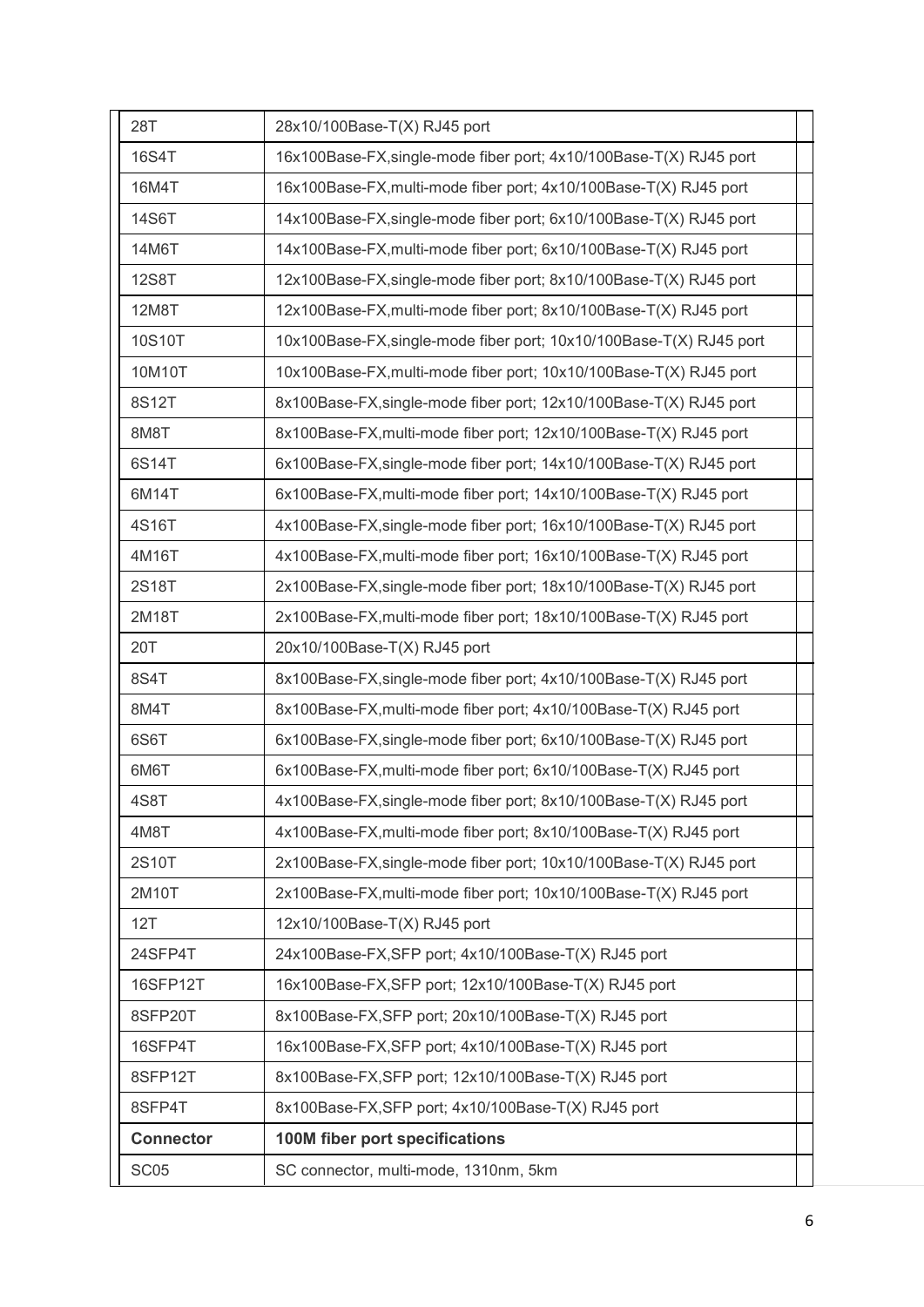| 28T | 28x10/100Base-T(X) RJ45 port | |
|---|---|---|
| 16S4T | 16x100Base-FX,single-mode fiber port; 4x10/100Base-T(X) RJ45 port | |
| 16M4T | 16x100Base-FX,multi-mode fiber port; 4x10/100Base-T(X) RJ45 port | |
| 14S6T | 14x100Base-FX,single-mode fiber port; 6x10/100Base-T(X) RJ45 port | |
| 14M6T | 14x100Base-FX,multi-mode fiber port; 6x10/100Base-T(X) RJ45 port | |
| 12S8T | 12x100Base-FX,single-mode fiber port; 8x10/100Base-T(X) RJ45 port | |
| 12M8T | 12x100Base-FX,multi-mode fiber port; 8x10/100Base-T(X) RJ45 port | |
| 10S10T | 10x100Base-FX,single-mode fiber port; 10x10/100Base-T(X) RJ45 port | |
| 10M10T | 10x100Base-FX,multi-mode fiber port; 10x10/100Base-T(X) RJ45 port | |
| 8S12T | 8x100Base-FX,single-mode fiber port; 12x10/100Base-T(X) RJ45 port | |
| 8M8T | 8x100Base-FX,multi-mode fiber port; 12x10/100Base-T(X) RJ45 port | |
| 6S14T | 6x100Base-FX,single-mode fiber port; 14x10/100Base-T(X) RJ45 port | |
| 6M14T | 6x100Base-FX,multi-mode fiber port; 14x10/100Base-T(X) RJ45 port | |
| 4S16T | 4x100Base-FX,single-mode fiber port; 16x10/100Base-T(X) RJ45 port | |
| 4M16T | 4x100Base-FX,multi-mode fiber port; 16x10/100Base-T(X) RJ45 port | |
| 2S18T | 2x100Base-FX,single-mode fiber port; 18x10/100Base-T(X) RJ45 port | |
| 2M18T | 2x100Base-FX,multi-mode fiber port; 18x10/100Base-T(X) RJ45 port | |
| 20T | 20x10/100Base-T(X) RJ45 port | |
| 8S4T | 8x100Base-FX,single-mode fiber port; 4x10/100Base-T(X) RJ45 port | |
| 8M4T | 8x100Base-FX,multi-mode fiber port; 4x10/100Base-T(X) RJ45 port | |
| 6S6T | 6x100Base-FX,single-mode fiber port; 6x10/100Base-T(X) RJ45 port | |
| 6M6T | 6x100Base-FX,multi-mode fiber port; 6x10/100Base-T(X) RJ45 port | |
| 4S8T | 4x100Base-FX,single-mode fiber port; 8x10/100Base-T(X) RJ45 port | |
| 4M8T | 4x100Base-FX,multi-mode fiber port; 8x10/100Base-T(X) RJ45 port | |
| 2S10T | 2x100Base-FX,single-mode fiber port; 10x10/100Base-T(X) RJ45 port | |
| 2M10T | 2x100Base-FX,multi-mode fiber port; 10x10/100Base-T(X) RJ45 port | |
| 12T | 12x10/100Base-T(X) RJ45 port | |
| 24SFP4T | 24x100Base-FX,SFP port; 4x10/100Base-T(X) RJ45 port | |
| 16SFP12T | 16x100Base-FX,SFP port; 12x10/100Base-T(X) RJ45 port | |
| 8SFP20T | 8x100Base-FX,SFP port; 20x10/100Base-T(X) RJ45 port | |
| 16SFP4T | 16x100Base-FX,SFP port; 4x10/100Base-T(X) RJ45 port | |
| 8SFP12T | 8x100Base-FX,SFP port; 12x10/100Base-T(X) RJ45 port | |
| 8SFP4T | 8x100Base-FX,SFP port; 4x10/100Base-T(X) RJ45 port | |
| **Connector** | **100M fiber port specifications** | |
| SC05 | SC connector, multi-mode, 1310nm, 5km | |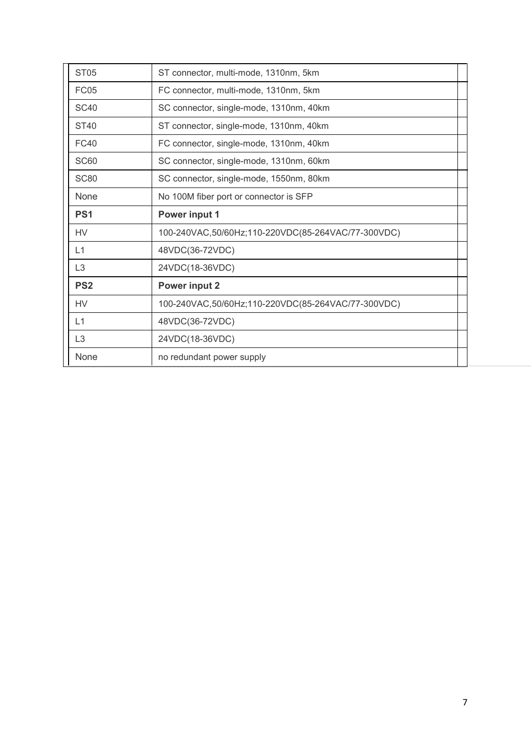| | |
|---|---|
| ST05 | ST connector, multi-mode, 1310nm, 5km |
| FC05 | FC connector, multi-mode, 1310nm, 5km |
| SC40 | SC connector, single-mode, 1310nm, 40km |
| ST40 | ST connector, single-mode, 1310nm, 40km |
| FC40 | FC connector, single-mode, 1310nm, 40km |
| SC60 | SC connector, single-mode, 1310nm, 60km |
| SC80 | SC connector, single-mode, 1550nm, 80km |
| None | No 100M fiber port or connector is SFP |
| **PS1** | **Power input 1** |
| HV | 100-240VAC,50/60Hz;110-220VDC(85-264VAC/77-300VDC) |
| L1 | 48VDC(36-72VDC) |
| L3 | 24VDC(18-36VDC) |
| **PS2** | **Power input 2** |
| HV | 100-240VAC,50/60Hz;110-220VDC(85-264VAC/77-300VDC) |
| L1 | 48VDC(36-72VDC) |
| L3 | 24VDC(18-36VDC) |
| None | no redundant power supply |